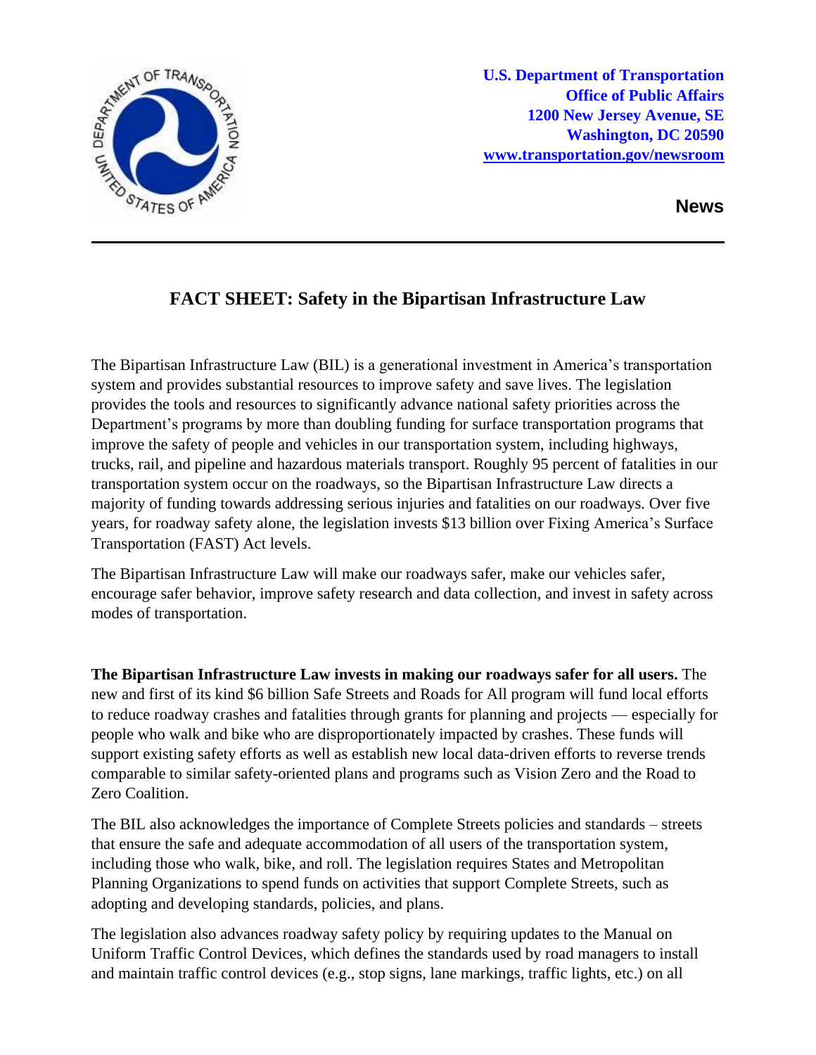U.S. Department of Transportation
Office of Public Affairs
1200 New Jersey Avenue, SE
Washington, DC 20590
www.transportation.gov/newsroom

**News**

---

# FACT SHEET: Safety in the Bipartisan Infrastructure Law

The Bipartisan Infrastructure Law (BIL) is a generational investment in America's transportation system and provides substantial resources to improve safety and save lives. The legislation provides the tools and resources to significantly advance national safety priorities across the Department's programs by more than doubling funding for surface transportation programs that improve the safety of people and vehicles in our transportation system, including highways, trucks, rail, and pipeline and hazardous materials transport. Roughly 95 percent of fatalities in our transportation system occur on the roadways, so the Bipartisan Infrastructure Law directs a majority of funding towards addressing serious injuries and fatalities on our roadways. Over five years, for roadway safety alone, the legislation invests $13 billion over Fixing America's Surface Transportation (FAST) Act levels.

The Bipartisan Infrastructure Law will make our roadways safer, make our vehicles safer, encourage safer behavior, improve safety research and data collection, and invest in safety across modes of transportation.

**The Bipartisan Infrastructure Law invests in making our roadways safer for all users.** The new and first of its kind $6 billion Safe Streets and Roads for All program will fund local efforts to reduce roadway crashes and fatalities through grants for planning and projects — especially for people who walk and bike who are disproportionately impacted by crashes. These funds will support existing safety efforts as well as establish new local data-driven efforts to reverse trends comparable to similar safety-oriented plans and programs such as Vision Zero and the Road to Zero Coalition.

The BIL also acknowledges the importance of Complete Streets policies and standards – streets that ensure the safe and adequate accommodation of all users of the transportation system, including those who walk, bike, and roll. The legislation requires States and Metropolitan Planning Organizations to spend funds on activities that support Complete Streets, such as adopting and developing standards, policies, and plans.

The legislation also advances roadway safety policy by requiring updates to the Manual on Uniform Traffic Control Devices, which defines the standards used by road managers to install and maintain traffic control devices (e.g., stop signs, lane markings, traffic lights, etc.) on all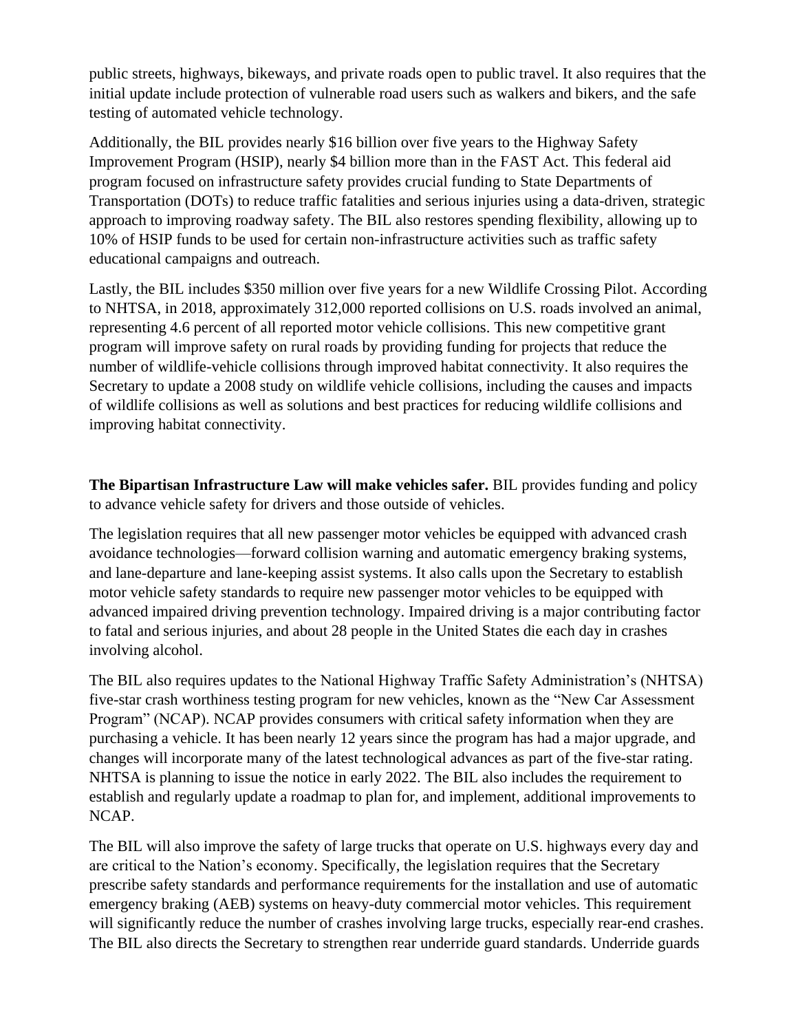public streets, highways, bikeways, and private roads open to public travel. It also requires that the initial update include protection of vulnerable road users such as walkers and bikers, and the safe testing of automated vehicle technology.

Additionally, the BIL provides nearly $16 billion over five years to the Highway Safety Improvement Program (HSIP), nearly $4 billion more than in the FAST Act. This federal aid program focused on infrastructure safety provides crucial funding to State Departments of Transportation (DOTs) to reduce traffic fatalities and serious injuries using a data-driven, strategic approach to improving roadway safety. The BIL also restores spending flexibility, allowing up to 10% of HSIP funds to be used for certain non-infrastructure activities such as traffic safety educational campaigns and outreach.

Lastly, the BIL includes $350 million over five years for a new Wildlife Crossing Pilot. According to NHTSA, in 2018, approximately 312,000 reported collisions on U.S. roads involved an animal, representing 4.6 percent of all reported motor vehicle collisions. This new competitive grant program will improve safety on rural roads by providing funding for projects that reduce the number of wildlife-vehicle collisions through improved habitat connectivity. It also requires the Secretary to update a 2008 study on wildlife vehicle collisions, including the causes and impacts of wildlife collisions as well as solutions and best practices for reducing wildlife collisions and improving habitat connectivity.

**The Bipartisan Infrastructure Law will make vehicles safer.** BIL provides funding and policy to advance vehicle safety for drivers and those outside of vehicles.

The legislation requires that all new passenger motor vehicles be equipped with advanced crash avoidance technologies—forward collision warning and automatic emergency braking systems, and lane-departure and lane-keeping assist systems. It also calls upon the Secretary to establish motor vehicle safety standards to require new passenger motor vehicles to be equipped with advanced impaired driving prevention technology. Impaired driving is a major contributing factor to fatal and serious injuries, and about 28 people in the United States die each day in crashes involving alcohol.

The BIL also requires updates to the National Highway Traffic Safety Administration's (NHTSA) five-star crash worthiness testing program for new vehicles, known as the "New Car Assessment Program" (NCAP). NCAP provides consumers with critical safety information when they are purchasing a vehicle. It has been nearly 12 years since the program has had a major upgrade, and changes will incorporate many of the latest technological advances as part of the five-star rating. NHTSA is planning to issue the notice in early 2022. The BIL also includes the requirement to establish and regularly update a roadmap to plan for, and implement, additional improvements to NCAP.

The BIL will also improve the safety of large trucks that operate on U.S. highways every day and are critical to the Nation's economy. Specifically, the legislation requires that the Secretary prescribe safety standards and performance requirements for the installation and use of automatic emergency braking (AEB) systems on heavy-duty commercial motor vehicles. This requirement will significantly reduce the number of crashes involving large trucks, especially rear-end crashes. The BIL also directs the Secretary to strengthen rear underride guard standards. Underride guards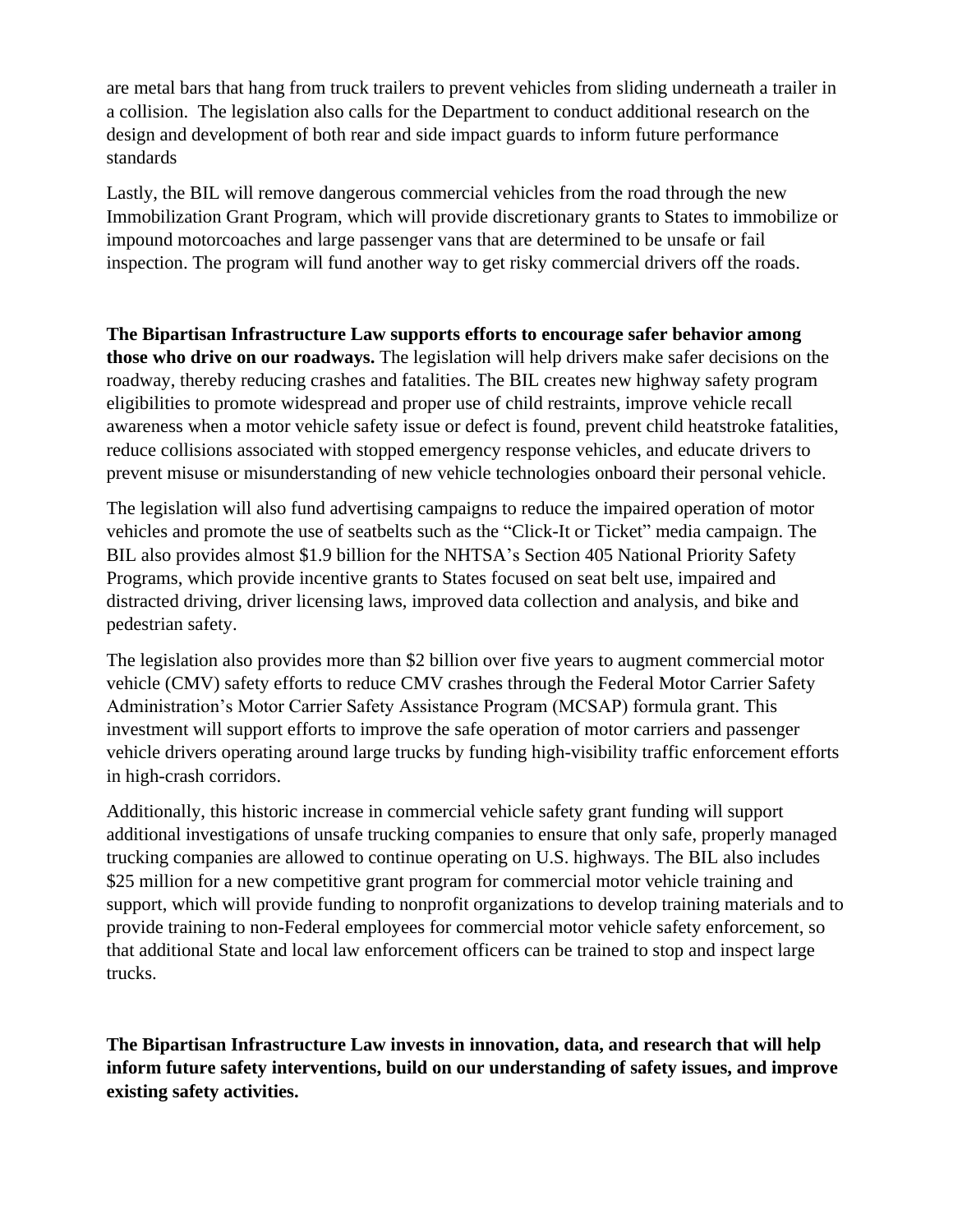are metal bars that hang from truck trailers to prevent vehicles from sliding underneath a trailer in a collision. The legislation also calls for the Department to conduct additional research on the design and development of both rear and side impact guards to inform future performance standards

Lastly, the BIL will remove dangerous commercial vehicles from the road through the new Immobilization Grant Program, which will provide discretionary grants to States to immobilize or impound motorcoaches and large passenger vans that are determined to be unsafe or fail inspection. The program will fund another way to get risky commercial drivers off the roads.

**The Bipartisan Infrastructure Law supports efforts to encourage safer behavior among those who drive on our roadways.** The legislation will help drivers make safer decisions on the roadway, thereby reducing crashes and fatalities. The BIL creates new highway safety program eligibilities to promote widespread and proper use of child restraints, improve vehicle recall awareness when a motor vehicle safety issue or defect is found, prevent child heatstroke fatalities, reduce collisions associated with stopped emergency response vehicles, and educate drivers to prevent misuse or misunderstanding of new vehicle technologies onboard their personal vehicle.

The legislation will also fund advertising campaigns to reduce the impaired operation of motor vehicles and promote the use of seatbelts such as the "Click-It or Ticket" media campaign. The BIL also provides almost $1.9 billion for the NHTSA's Section 405 National Priority Safety Programs, which provide incentive grants to States focused on seat belt use, impaired and distracted driving, driver licensing laws, improved data collection and analysis, and bike and pedestrian safety.

The legislation also provides more than $2 billion over five years to augment commercial motor vehicle (CMV) safety efforts to reduce CMV crashes through the Federal Motor Carrier Safety Administration's Motor Carrier Safety Assistance Program (MCSAP) formula grant. This investment will support efforts to improve the safe operation of motor carriers and passenger vehicle drivers operating around large trucks by funding high-visibility traffic enforcement efforts in high-crash corridors.

Additionally, this historic increase in commercial vehicle safety grant funding will support additional investigations of unsafe trucking companies to ensure that only safe, properly managed trucking companies are allowed to continue operating on U.S. highways. The BIL also includes $25 million for a new competitive grant program for commercial motor vehicle training and support, which will provide funding to nonprofit organizations to develop training materials and to provide training to non-Federal employees for commercial motor vehicle safety enforcement, so that additional State and local law enforcement officers can be trained to stop and inspect large trucks.

**The Bipartisan Infrastructure Law invests in innovation, data, and research that will help inform future safety interventions, build on our understanding of safety issues, and improve existing safety activities.**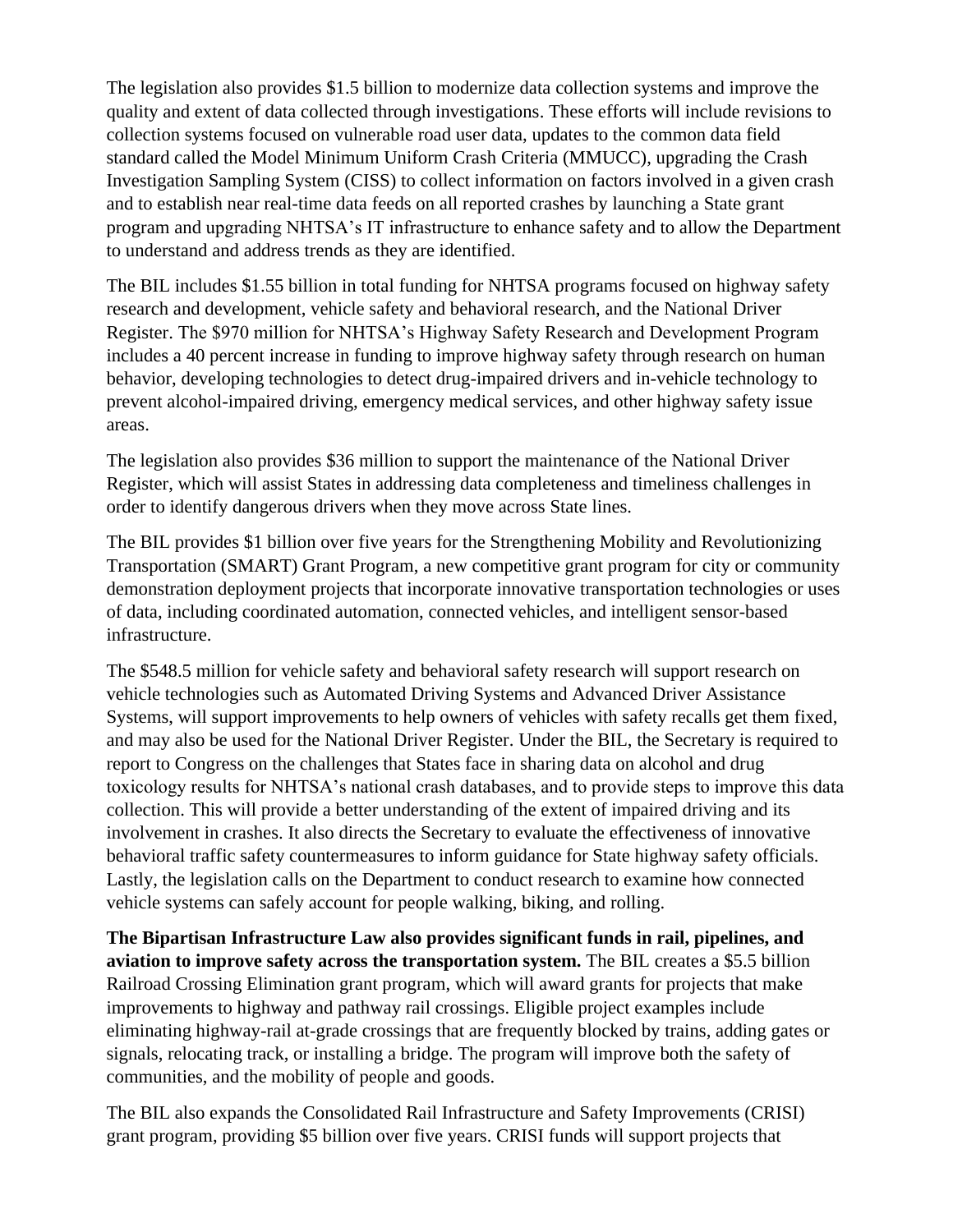The legislation also provides $1.5 billion to modernize data collection systems and improve the quality and extent of data collected through investigations. These efforts will include revisions to collection systems focused on vulnerable road user data, updates to the common data field standard called the Model Minimum Uniform Crash Criteria (MMUCC), upgrading the Crash Investigation Sampling System (CISS) to collect information on factors involved in a given crash and to establish near real-time data feeds on all reported crashes by launching a State grant program and upgrading NHTSA's IT infrastructure to enhance safety and to allow the Department to understand and address trends as they are identified.

The BIL includes $1.55 billion in total funding for NHTSA programs focused on highway safety research and development, vehicle safety and behavioral research, and the National Driver Register. The $970 million for NHTSA's Highway Safety Research and Development Program includes a 40 percent increase in funding to improve highway safety through research on human behavior, developing technologies to detect drug-impaired drivers and in-vehicle technology to prevent alcohol-impaired driving, emergency medical services, and other highway safety issue areas.

The legislation also provides $36 million to support the maintenance of the National Driver Register, which will assist States in addressing data completeness and timeliness challenges in order to identify dangerous drivers when they move across State lines.

The BIL provides $1 billion over five years for the Strengthening Mobility and Revolutionizing Transportation (SMART) Grant Program, a new competitive grant program for city or community demonstration deployment projects that incorporate innovative transportation technologies or uses of data, including coordinated automation, connected vehicles, and intelligent sensor-based infrastructure.

The $548.5 million for vehicle safety and behavioral safety research will support research on vehicle technologies such as Automated Driving Systems and Advanced Driver Assistance Systems, will support improvements to help owners of vehicles with safety recalls get them fixed, and may also be used for the National Driver Register. Under the BIL, the Secretary is required to report to Congress on the challenges that States face in sharing data on alcohol and drug toxicology results for NHTSA's national crash databases, and to provide steps to improve this data collection. This will provide a better understanding of the extent of impaired driving and its involvement in crashes. It also directs the Secretary to evaluate the effectiveness of innovative behavioral traffic safety countermeasures to inform guidance for State highway safety officials. Lastly, the legislation calls on the Department to conduct research to examine how connected vehicle systems can safely account for people walking, biking, and rolling.

**The Bipartisan Infrastructure Law also provides significant funds in rail, pipelines, and aviation to improve safety across the transportation system.** The BIL creates a $5.5 billion Railroad Crossing Elimination grant program, which will award grants for projects that make improvements to highway and pathway rail crossings. Eligible project examples include eliminating highway-rail at-grade crossings that are frequently blocked by trains, adding gates or signals, relocating track, or installing a bridge. The program will improve both the safety of communities, and the mobility of people and goods.

The BIL also expands the Consolidated Rail Infrastructure and Safety Improvements (CRISI) grant program, providing $5 billion over five years. CRISI funds will support projects that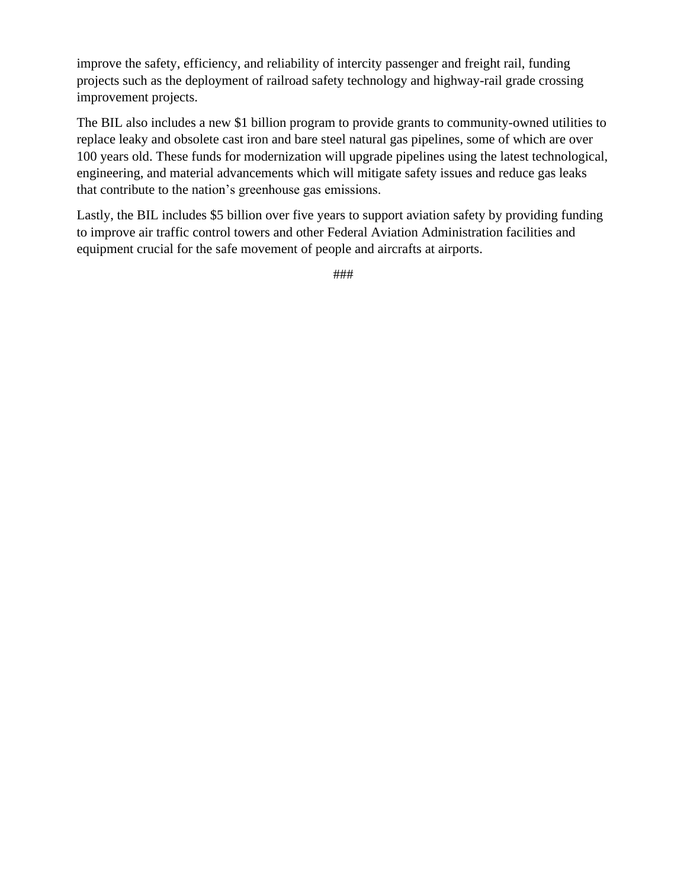improve the safety, efficiency, and reliability of intercity passenger and freight rail, funding projects such as the deployment of railroad safety technology and highway-rail grade crossing improvement projects.

The BIL also includes a new $1 billion program to provide grants to community-owned utilities to replace leaky and obsolete cast iron and bare steel natural gas pipelines, some of which are over 100 years old. These funds for modernization will upgrade pipelines using the latest technological, engineering, and material advancements which will mitigate safety issues and reduce gas leaks that contribute to the nation's greenhouse gas emissions.

Lastly, the BIL includes $5 billion over five years to support aviation safety by providing funding to improve air traffic control towers and other Federal Aviation Administration facilities and equipment crucial for the safe movement of people and aircrafts at airports.

###